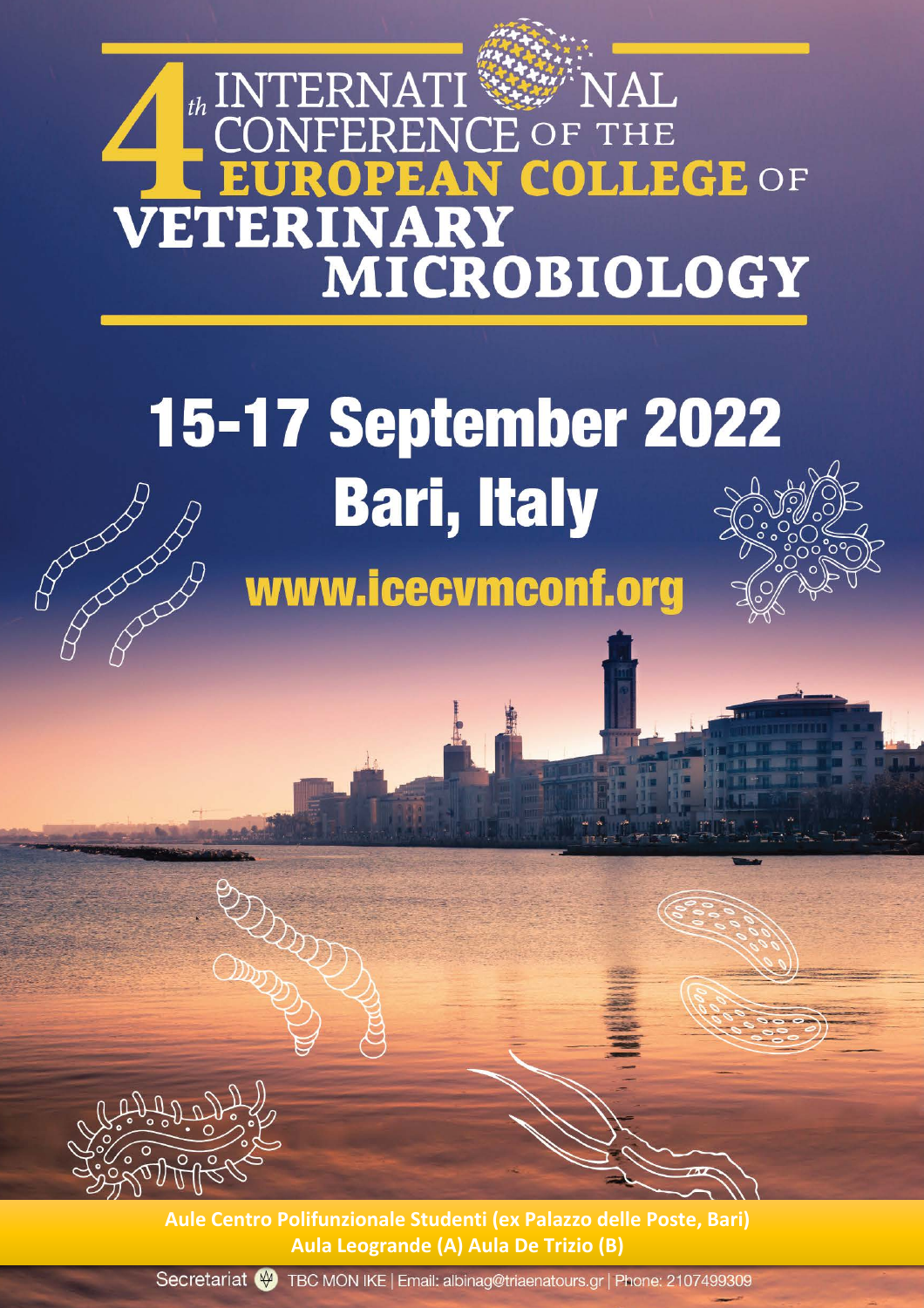# 4th INTERNATIONAL CONFERENCE OF THE EUROPEAN COLLEGE OF VETERINARY MICROBIOLOGY

## 15-17 September 2022
## Bari, Italy

www.icecvmconf.org

**Aule Centro Polifunzionale Studenti (ex Palazzo delle Poste, Bari)**
**Aula Leogrande (A) Aula De Trizio (B)**

Secretariat TBC MON IKE | Email: albinag@triaenatours.gr | Phone: 2107499309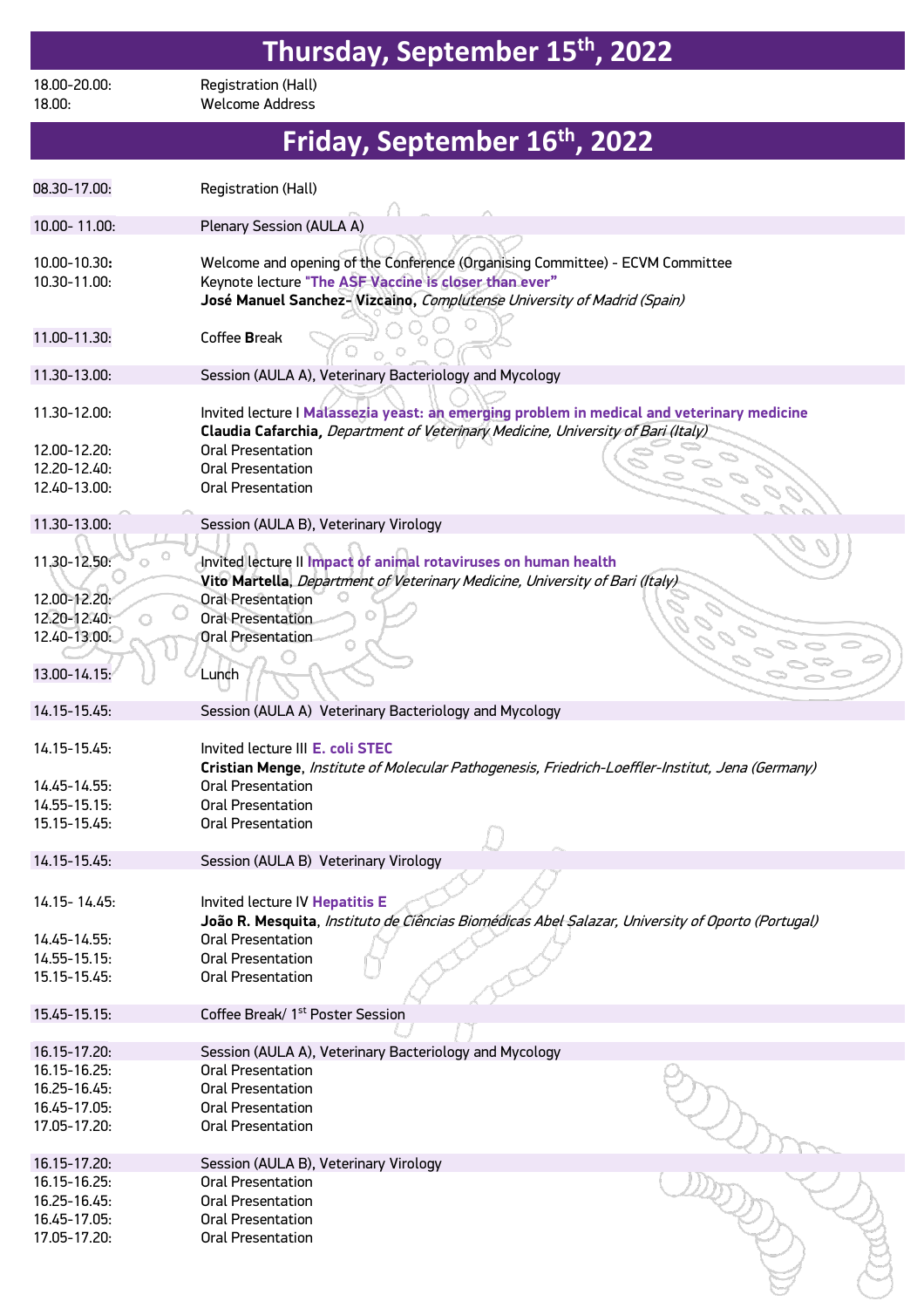# Thursday, September 15th, 2022

18.00-20.00: Registration (Hall)
18.00: Welcome Address

# Friday, September 16th, 2022

08.30-17.00: Registration (Hall)

**10.00- 11.00: Plenary Session (AULA A)**

10.00-10.30: Welcome and opening of the Conference (Organising Committee) - ECVM Committee
10.30-11.00: Keynote lecture **"The ASF Vaccine is closer than ever"**
**José Manuel Sanchez- Vizcaino**, *Complutense University of Madrid (Spain)*

11.00-11.30: Coffee **B**reak

**11.30-13.00: Session (AULA A), Veterinary Bacteriology and Mycology**

11.30-12.00: Invited lecture I **Malassezia yeast: an emerging problem in medical and veterinary medicine**
**Claudia Cafarchia**, *Department of Veterinary Medicine, University of Bari (Italy)*
12.00-12.20: Oral Presentation
12.20-12.40: Oral Presentation
12.40-13.00: Oral Presentation

**11.30-13.00: Session (AULA B), Veterinary Virology**

11.30-12.50: Invited lecture II **Impact of animal rotaviruses on human health**
**Vito Martella**, *Department of Veterinary Medicine, University of Bari (Italy)*
12.00-12.20: Oral Presentation
12.20-12.40: Oral Presentation
12.40-13.00: Oral Presentation

13.00-14.15: Lunch

**14.15-15.45: Session (AULA A) Veterinary Bacteriology and Mycology**

14.15-15.45: Invited lecture III **E. coli STEC**
**Cristian Menge**, *Institute of Molecular Pathogenesis, Friedrich-Loeffler-Institut, Jena (Germany)*
14.45-14.55: Oral Presentation
14.55-15.15: Oral Presentation
15.15-15.45: Oral Presentation

**14.15-15.45: Session (AULA B) Veterinary Virology**

14.15- 14.45: Invited lecture IV **Hepatitis E**
**João R. Mesquita**, *Instituto de Ciências Biomédicas Abel Salazar, University of Oporto (Portugal)*
14.45-14.55: Oral Presentation
14.55-15.15: Oral Presentation
15.15-15.45: Oral Presentation

15.45-15.15: Coffee Break/ 1st Poster Session

**16.15-17.20: Session (AULA A), Veterinary Bacteriology and Mycology**
16.15-16.25: Oral Presentation
16.25-16.45: Oral Presentation
16.45-17.05: Oral Presentation
17.05-17.20: Oral Presentation

**16.15-17.20: Session (AULA B), Veterinary Virology**
16.15-16.25: Oral Presentation
16.25-16.45: Oral Presentation
16.45-17.05: Oral Presentation
17.05-17.20: Oral Presentation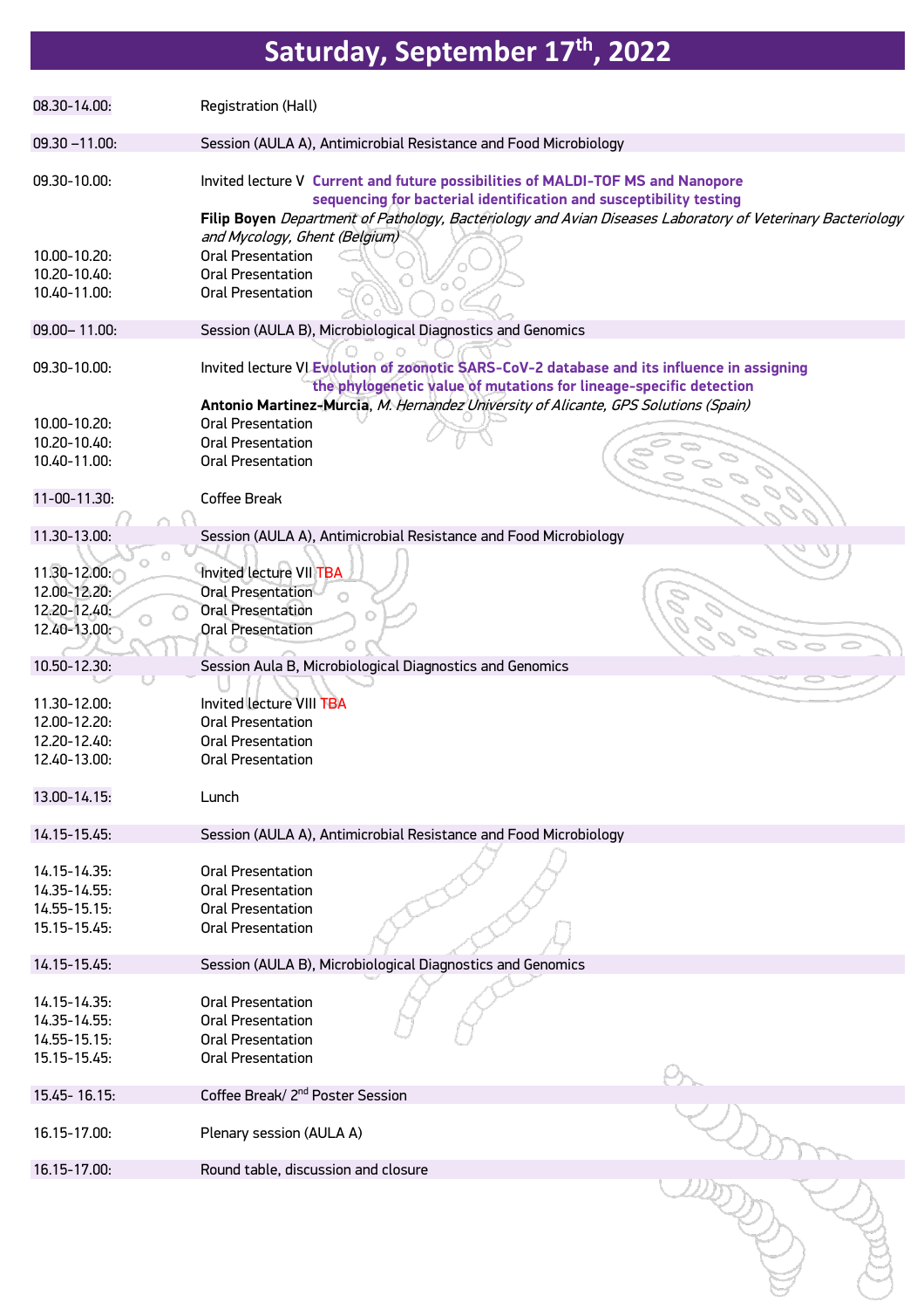# Saturday, September 17th, 2022

| | |
|---|---|
| 08.30-14.00: | Registration (Hall) |
| 09.30 –11.00: | Session (AULA A), Antimicrobial Resistance and Food Microbiology |
| 09.30-10.00: | Invited lecture V **Current and future possibilities of MALDI-TOF MS and Nanopore sequencing for bacterial identification and susceptibility testing** |
| | **Filip Boyen** *Department of Pathology, Bacteriology and Avian Diseases Laboratory of Veterinary Bacteriology and Mycology, Ghent (Belgium)* |
| 10.00-10.20: | Oral Presentation |
| 10.20-10.40: | Oral Presentation |
| 10.40-11.00: | Oral Presentation |
| 09.00– 11.00: | Session (AULA B), Microbiological Diagnostics and Genomics |
| 09.30-10.00: | Invited lecture VI **Evolution of zoonotic SARS-CoV-2 database and its influence in assigning the phylogenetic value of mutations for lineage-specific detection** |
| | **Antonio Martinez-Murcia**, *M. Hernandez University of Alicante, GPS Solutions (Spain)* |
| 10.00-10.20: | Oral Presentation |
| 10.20-10.40: | Oral Presentation |
| 10.40-11.00: | Oral Presentation |
| 11-00-11.30: | Coffee Break |
| 11.30-13.00: | Session (AULA A), Antimicrobial Resistance and Food Microbiology |
| 11.30-12.00: | Invited lecture VII TBA |
| 12.00-12.20: | Oral Presentation |
| 12.20-12.40: | Oral Presentation |
| 12.40-13.00: | Oral Presentation |
| 10.50-12.30: | Session Aula B, Microbiological Diagnostics and Genomics |
| 11.30-12.00: | Invited lecture VIII TBA |
| 12.00-12.20: | Oral Presentation |
| 12.20-12.40: | Oral Presentation |
| 12.40-13.00: | Oral Presentation |
| 13.00-14.15: | Lunch |
| 14.15-15.45: | Session (AULA A), Antimicrobial Resistance and Food Microbiology |
| 14.15-14.35: | Oral Presentation |
| 14.35-14.55: | Oral Presentation |
| 14.55-15.15: | Oral Presentation |
| 15.15-15.45: | Oral Presentation |
| 14.15-15.45: | Session (AULA B), Microbiological Diagnostics and Genomics |
| 14.15-14.35: | Oral Presentation |
| 14.35-14.55: | Oral Presentation |
| 14.55-15.15: | Oral Presentation |
| 15.15-15.45: | Oral Presentation |
| 15.45- 16.15: | Coffee Break/ 2nd Poster Session |
| 16.15-17.00: | Plenary session (AULA A) |
| 16.15-17.00: | Round table, discussion and closure |